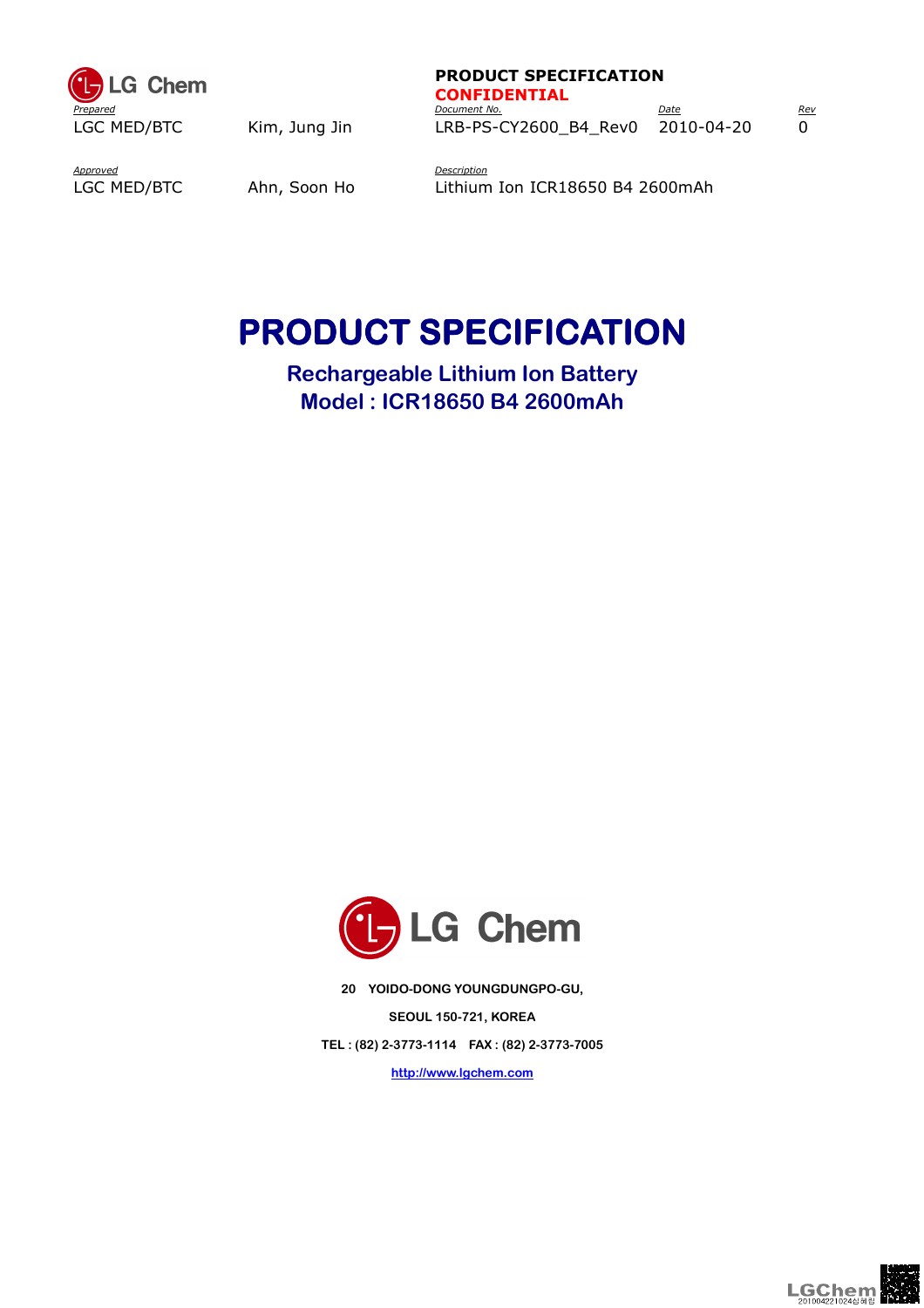LG Chem

**PRODUCT SPECIFICATION**
**CONFIDENTIAL**

| *Prepared* | | *Document No.* | *Date* | *Rev* |
|---|---|---|---|---|
| LGC MED/BTC | Kim, Jung Jin | LRB-PS-CY2600_B4_Rev0 | 2010-04-20 | 0 |

| *Approved* | | *Description* |
|---|---|---|
| LGC MED/BTC | Ahn, Soon Ho | Lithium Ion ICR18650 B4 2600mAh |

# PRODUCT SPECIFICATION

## Rechargeable Lithium Ion Battery
## Model : ICR18650 B4 2600mAh

LG Chem

**20 YOIDO-DONG YOUNGDUNGPO-GU,**

**SEOUL 150-721, KOREA**

**TEL : (82) 2-3773-1114 FAX : (82) 2-3773-7005**

**http://www.lgchem.com**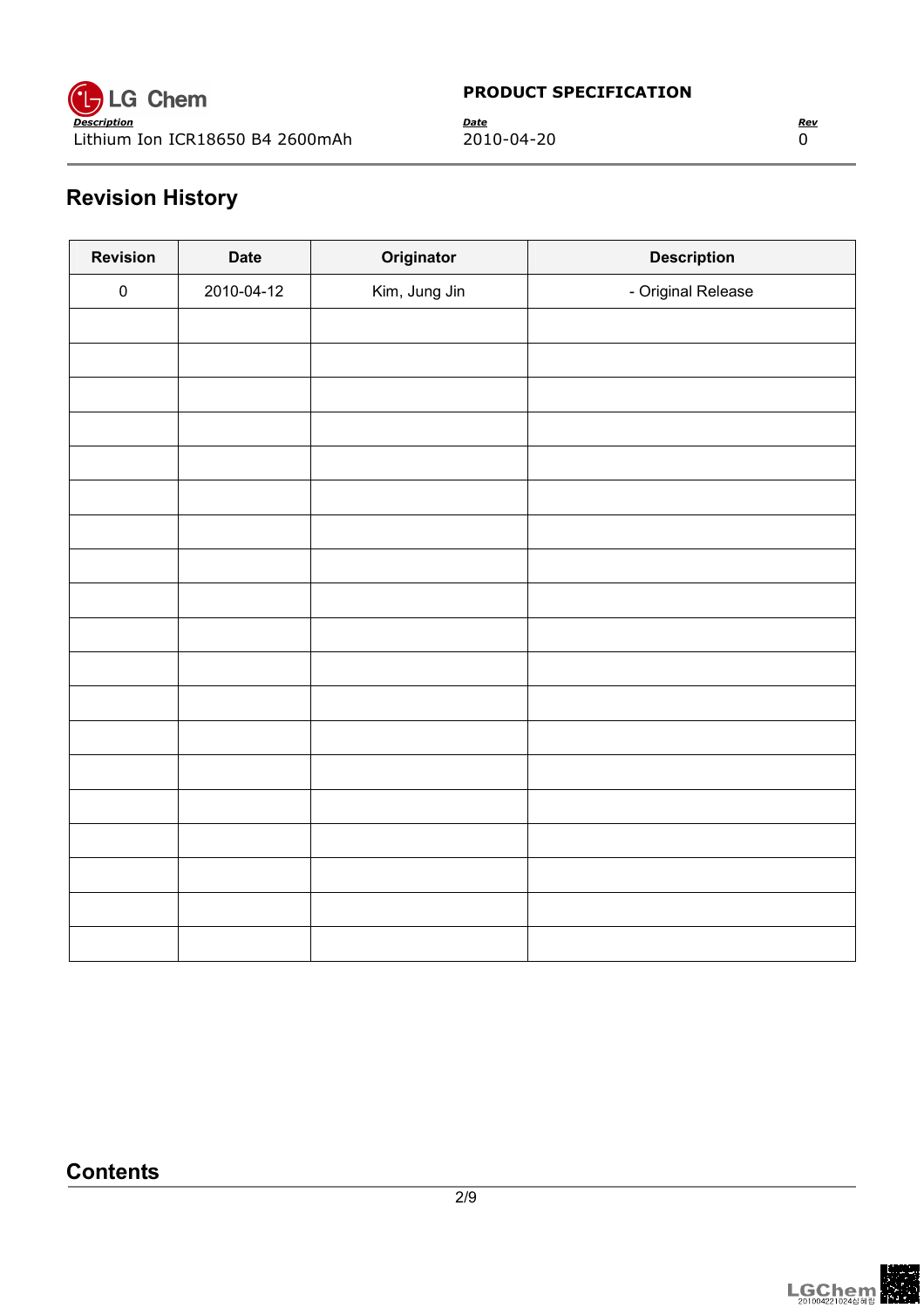## Revision History

| Revision | Date | Originator | Description |
|---|---|---|---|
| 0 | 2010-04-12 | Kim, Jung Jin | - Original Release |
| | | | |
| | | | |
| | | | |
| | | | |
| | | | |
| | | | |
| | | | |
| | | | |
| | | | |
| | | | |
| | | | |
| | | | |
| | | | |
| | | | |
| | | | |
| | | | |
| | | | |
| | | | |
| | | | |

## Contents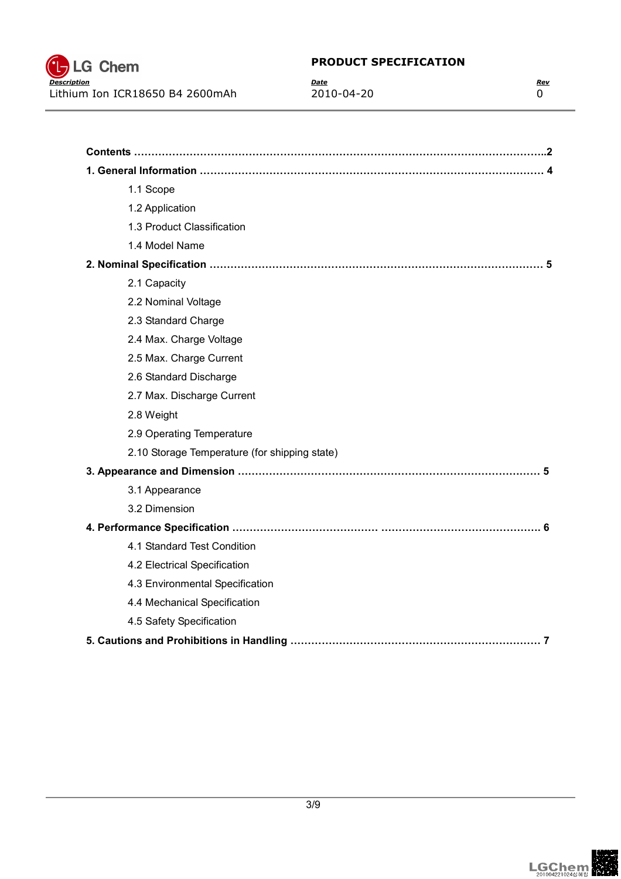**Contents** ........................................................................................................................2

**1. General Information** ........................................................................................ 4

- 1.1 Scope
- 1.2 Application
- 1.3 Product Classification
- 1.4 Model Name

**2. Nominal Specification** ..................................................................................... 5

- 2.1 Capacity
- 2.2 Nominal Voltage
- 2.3 Standard Charge
- 2.4 Max. Charge Voltage
- 2.5 Max. Charge Current
- 2.6 Standard Discharge
- 2.7 Max. Discharge Current
- 2.8 Weight
- 2.9 Operating Temperature
- 2.10 Storage Temperature (for shipping state)

**3. Appearance and Dimension** ............................................................................ 5

- 3.1 Appearance
- 3.2 Dimension

**4. Performance Specification** ............................................................................... 6

- 4.1 Standard Test Condition
- 4.2 Electrical Specification
- 4.3 Environmental Specification
- 4.4 Mechanical Specification
- 4.5 Safety Specification

**5. Cautions and Prohibitions in Handling** ............................................................. 7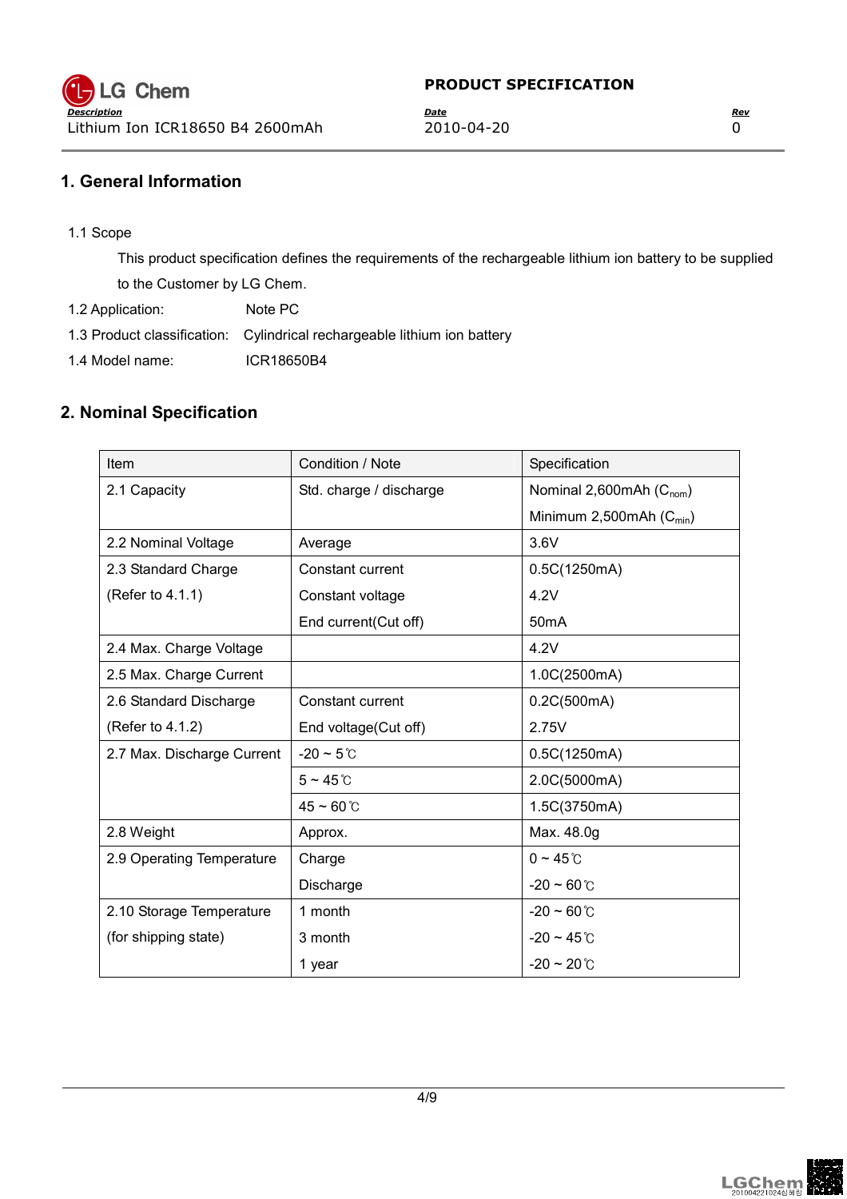## 1. General Information

1.1 Scope

This product specification defines the requirements of the rechargeable lithium ion battery to be supplied to the Customer by LG Chem.

1.2 Application: Note PC

1.3 Product classification: Cylindrical rechargeable lithium ion battery

1.4 Model name: ICR18650B4

## 2. Nominal Specification

| Item | Condition / Note | Specification |
|---|---|---|
| 2.1 Capacity | Std. charge / discharge | Nominal 2,600mAh ($C_{nom}$)<br>Minimum 2,500mAh ($C_{min}$) |
| 2.2 Nominal Voltage | Average | 3.6V |
| 2.3 Standard Charge<br>(Refer to 4.1.1) | Constant current<br>Constant voltage<br>End current(Cut off) | 0.5C(1250mA)<br>4.2V<br>50mA |
| 2.4 Max. Charge Voltage | | 4.2V |
| 2.5 Max. Charge Current | | 1.0C(2500mA) |
| 2.6 Standard Discharge<br>(Refer to 4.1.2) | Constant current<br>End voltage(Cut off) | 0.2C(500mA)<br>2.75V |
| 2.7 Max. Discharge Current | -20 ~ 5℃ | 0.5C(1250mA) |
| | 5 ~ 45℃ | 2.0C(5000mA) |
| | 45 ~ 60℃ | 1.5C(3750mA) |
| 2.8 Weight | Approx. | Max. 48.0g |
| 2.9 Operating Temperature | Charge<br>Discharge | 0 ~ 45℃<br>-20 ~ 60℃ |
| 2.10 Storage Temperature<br>(for shipping state) | 1 month<br>3 month<br>1 year | -20 ~ 60℃<br>-20 ~ 45℃<br>-20 ~ 20℃ |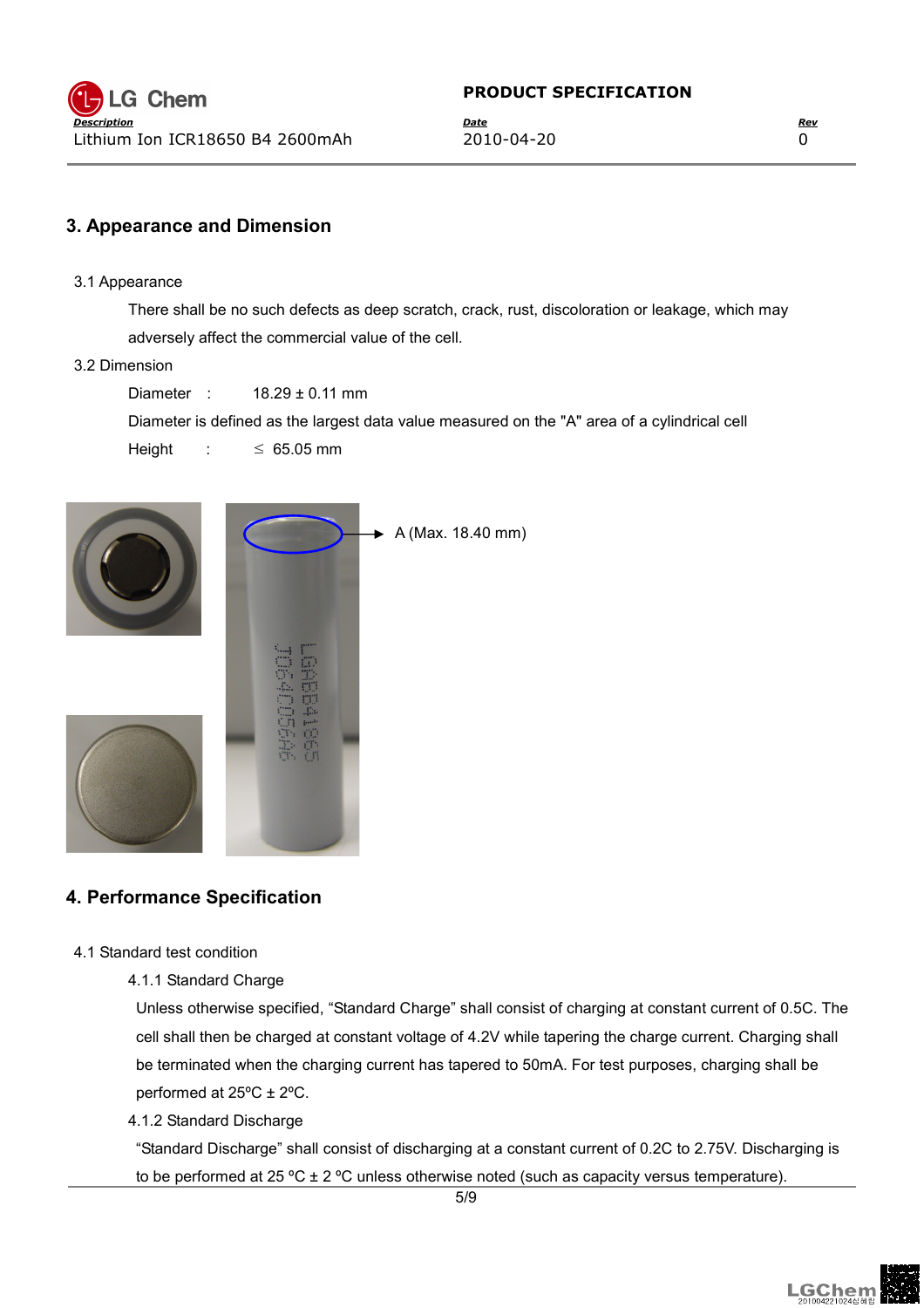## 3. Appearance and Dimension

3.1 Appearance

There shall be no such defects as deep scratch, crack, rust, discoloration or leakage, which may adversely affect the commercial value of the cell.

3.2 Dimension

Diameter : 18.29 ± 0.11 mm

Diameter is defined as the largest data value measured on the "A" area of a cylindrical cell

Height : ≤ 65.05 mm

A (Max. 18.40 mm)

## 4. Performance Specification

4.1 Standard test condition

4.1.1 Standard Charge

Unless otherwise specified, “Standard Charge” shall consist of charging at constant current of 0.5C. The cell shall then be charged at constant voltage of 4.2V while tapering the charge current. Charging shall be terminated when the charging current has tapered to 50mA. For test purposes, charging shall be performed at 25ºC ± 2ºC.

4.1.2 Standard Discharge

“Standard Discharge” shall consist of discharging at a constant current of 0.2C to 2.75V. Discharging is to be performed at 25 ºC ± 2 ºC unless otherwise noted (such as capacity versus temperature).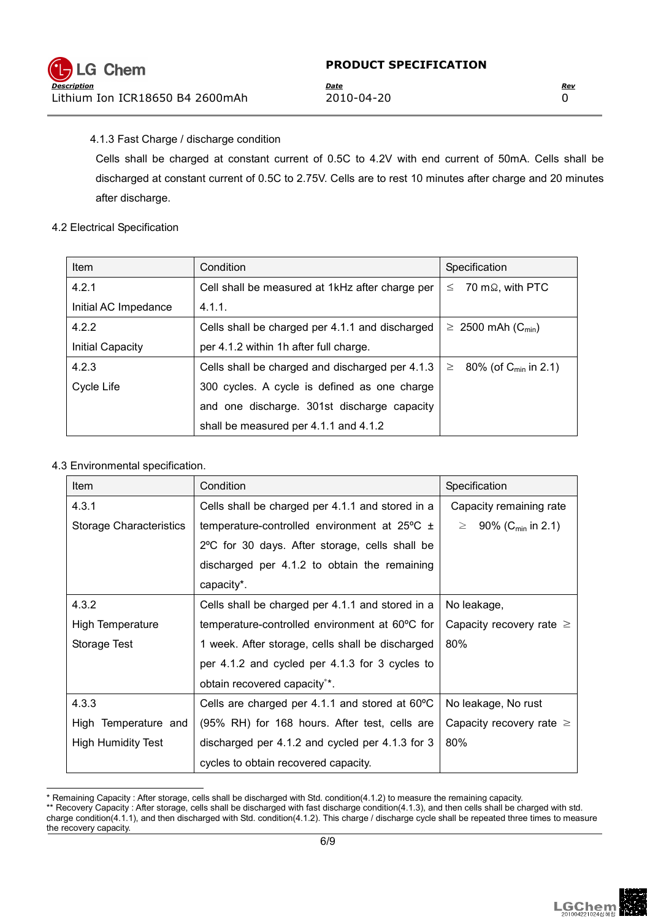4.1.3 Fast Charge / discharge condition

Cells shall be charged at constant current of 0.5C to 4.2V with end current of 50mA. Cells shall be discharged at constant current of 0.5C to 2.75V. Cells are to rest 10 minutes after charge and 20 minutes after discharge.

4.2 Electrical Specification

| Item | Condition | Specification |
|---|---|---|
| 4.2.1<br>Initial AC Impedance | Cell shall be measured at 1kHz after charge per 4.1.1. | ≤ 70 mΩ, with PTC |
| 4.2.2<br>Initial Capacity | Cells shall be charged per 4.1.1 and discharged per 4.1.2 within 1h after full charge. | ≥ 2500 mAh ($C_{min}$) |
| 4.2.3<br>Cycle Life | Cells shall be charged and discharged per 4.1.3 300 cycles. A cycle is defined as one charge and one discharge. 301st discharge capacity shall be measured per 4.1.1 and 4.1.2 | ≥ 80% (of $C_{min}$ in 2.1) |

4.3 Environmental specification.

| Item | Condition | Specification |
|---|---|---|
| 4.3.1<br>Storage Characteristics | Cells shall be charged per 4.1.1 and stored in a temperature-controlled environment at 25ºC ± 2ºC for 30 days. After storage, cells shall be discharged per 4.1.2 to obtain the remaining capacity*. | Capacity remaining rate ≥ 90% ($C_{min}$ in 2.1) |
| 4.3.2<br>High Temperature Storage Test | Cells shall be charged per 4.1.1 and stored in a temperature-controlled environment at 60ºC for 1 week. After storage, cells shall be discharged per 4.1.2 and cycled per 4.1.3 for 3 cycles to obtain recovered capacity**. | No leakage,<br>Capacity recovery rate ≥ 80% |
| 4.3.3<br>High Temperature and High Humidity Test | Cells are charged per 4.1.1 and stored at 60ºC (95% RH) for 168 hours. After test, cells are discharged per 4.1.2 and cycled per 4.1.3 for 3 cycles to obtain recovered capacity. | No leakage, No rust<br>Capacity recovery rate ≥ 80% |

* Remaining Capacity : After storage, cells shall be discharged with Std. condition(4.1.2) to measure the remaining capacity.

** Recovery Capacity : After storage, cells shall be discharged with fast discharge condition(4.1.3), and then cells shall be charged with std. charge condition(4.1.1), and then discharged with Std. condition(4.1.2). This charge / discharge cycle shall be repeated three times to measure the recovery capacity.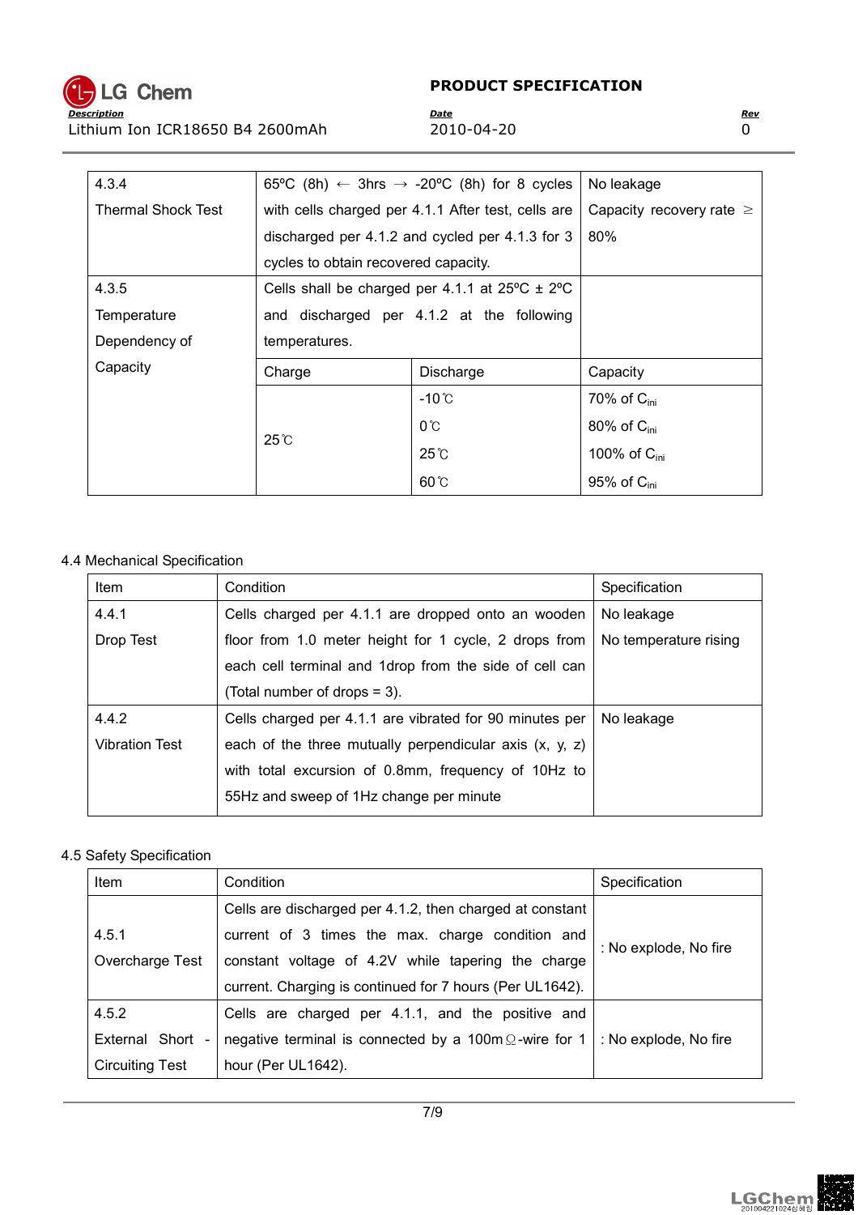| | | |
|---|---|---|
| 4.3.4 Thermal Shock Test | 65ºC (8h) ← 3hrs → -20ºC (8h) for 8 cycles with cells charged per 4.1.1 After test, cells are discharged per 4.1.2 and cycled per 4.1.3 for 3 cycles to obtain recovered capacity. | No leakage Capacity recovery rate ≥ 80% |
| 4.3.5 Temperature Dependency of Capacity | Cells shall be charged per 4.1.1 at 25ºC ± 2ºC and discharged per 4.1.2 at the following temperatures. | |

| Charge | Discharge | Capacity |
|---|---|---|
| 25℃ | -10℃ | 70% of $C_{ini}$ |
| | 0℃ | 80% of $C_{ini}$ |
| | 25℃ | 100% of $C_{ini}$ |
| | 60℃ | 95% of $C_{ini}$ |

4.4 Mechanical Specification

| Item | Condition | Specification |
|---|---|---|
| 4.4.1 Drop Test | Cells charged per 4.1.1 are dropped onto an wooden floor from 1.0 meter height for 1 cycle, 2 drops from each cell terminal and 1drop from the side of cell can (Total number of drops = 3). | No leakage No temperature rising |
| 4.4.2 Vibration Test | Cells charged per 4.1.1 are vibrated for 90 minutes per each of the three mutually perpendicular axis (x, y, z) with total excursion of 0.8mm, frequency of 10Hz to 55Hz and sweep of 1Hz change per minute | No leakage |

4.5 Safety Specification

| Item | Condition | Specification |
|---|---|---|
| 4.5.1 Overcharge Test | Cells are discharged per 4.1.2, then charged at constant current of 3 times the max. charge condition and constant voltage of 4.2V while tapering the charge current. Charging is continued for 7 hours (Per UL1642). | : No explode, No fire |
| 4.5.2 External Short - Circuiting Test | Cells are charged per 4.1.1, and the positive and negative terminal is connected by a 100mΩ-wire for 1 hour (Per UL1642). | : No explode, No fire |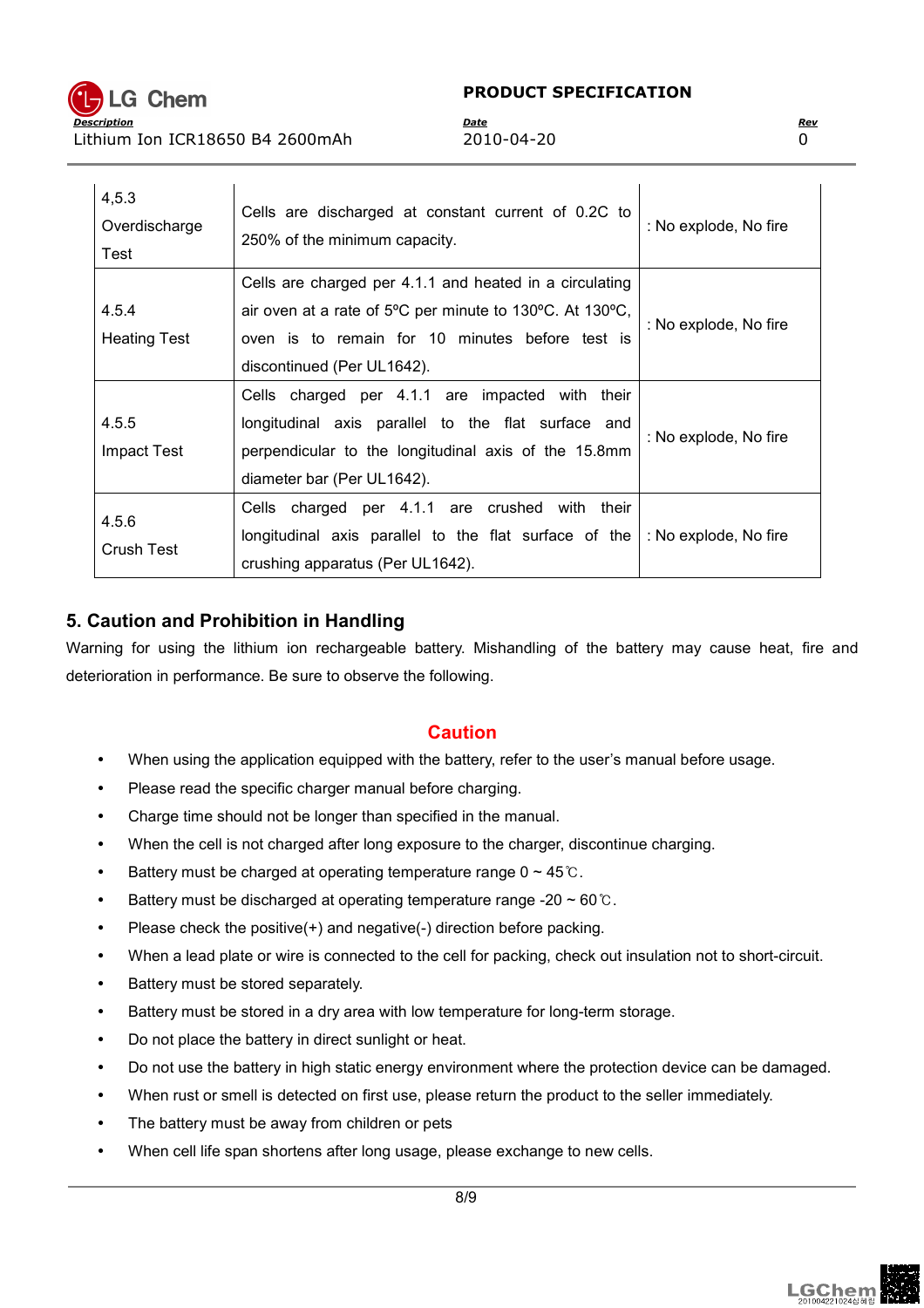| | | |
|---|---|---|
| 4,5.3 Overdischarge Test | Cells are discharged at constant current of 0.2C to 250% of the minimum capacity. | : No explode, No fire |
| 4.5.4 Heating Test | Cells are charged per 4.1.1 and heated in a circulating air oven at a rate of 5ºC per minute to 130ºC. At 130ºC, oven is to remain for 10 minutes before test is discontinued (Per UL1642). | : No explode, No fire |
| 4.5.5 Impact Test | Cells charged per 4.1.1 are impacted with their longitudinal axis parallel to the flat surface and perpendicular to the longitudinal axis of the 15.8mm diameter bar (Per UL1642). | : No explode, No fire |
| 4.5.6 Crush Test | Cells charged per 4.1.1 are crushed with their longitudinal axis parallel to the flat surface of the crushing apparatus (Per UL1642). | : No explode, No fire |

## 5. Caution and Prohibition in Handling

Warning for using the lithium ion rechargeable battery. Mishandling of the battery may cause heat, fire and deterioration in performance. Be sure to observe the following.

### Caution

- When using the application equipped with the battery, refer to the user's manual before usage.
- Please read the specific charger manual before charging.
- Charge time should not be longer than specified in the manual.
- When the cell is not charged after long exposure to the charger, discontinue charging.
- Battery must be charged at operating temperature range 0 ~ 45℃.
- Battery must be discharged at operating temperature range -20 ~ 60℃.
- Please check the positive(+) and negative(-) direction before packing.
- When a lead plate or wire is connected to the cell for packing, check out insulation not to short-circuit.
- Battery must be stored separately.
- Battery must be stored in a dry area with low temperature for long-term storage.
- Do not place the battery in direct sunlight or heat.
- Do not use the battery in high static energy environment where the protection device can be damaged.
- When rust or smell is detected on first use, please return the product to the seller immediately.
- The battery must be away from children or pets
- When cell life span shortens after long usage, please exchange to new cells.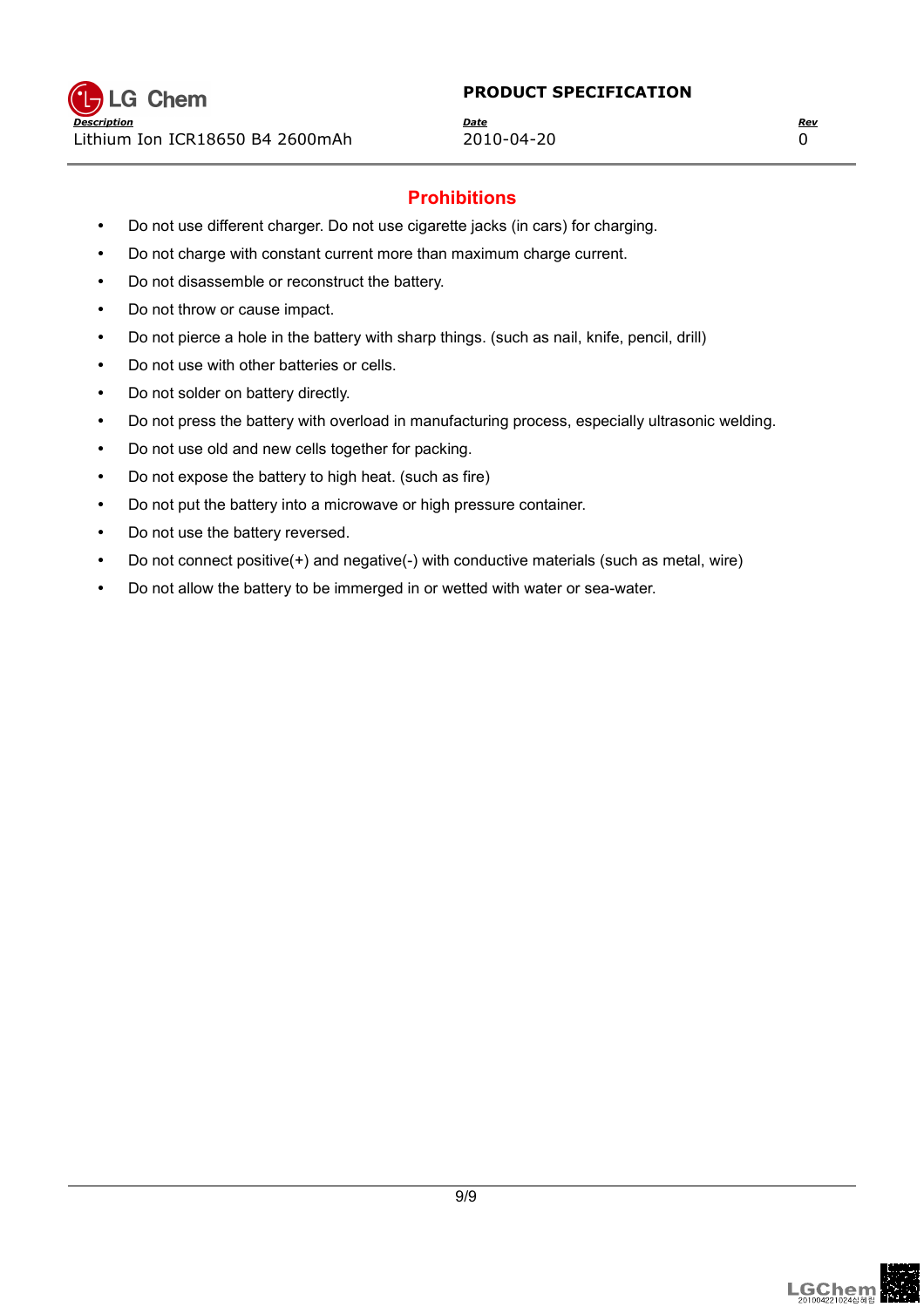## Prohibitions

- Do not use different charger. Do not use cigarette jacks (in cars) for charging.
- Do not charge with constant current more than maximum charge current.
- Do not disassemble or reconstruct the battery.
- Do not throw or cause impact.
- Do not pierce a hole in the battery with sharp things. (such as nail, knife, pencil, drill)
- Do not use with other batteries or cells.
- Do not solder on battery directly.
- Do not press the battery with overload in manufacturing process, especially ultrasonic welding.
- Do not use old and new cells together for packing.
- Do not expose the battery to high heat. (such as fire)
- Do not put the battery into a microwave or high pressure container.
- Do not use the battery reversed.
- Do not connect positive(+) and negative(-) with conductive materials (such as metal, wire)
- Do not allow the battery to be immerged in or wetted with water or sea-water.